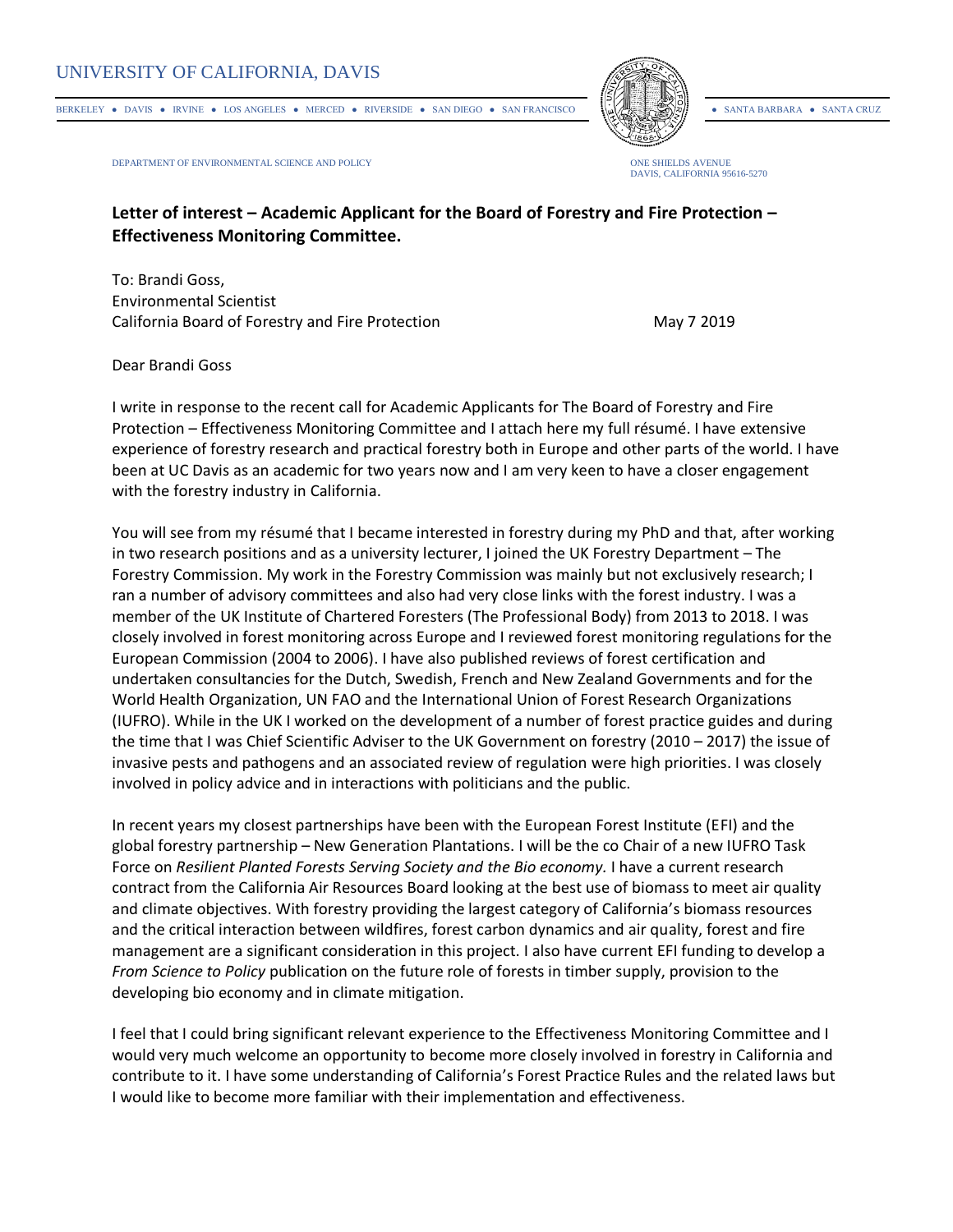UNIVERSITY OF CALIFORNIA, DAVIS

BERKELEY • DAVIS • IRVINE • LOS ANGELES • MERCED • RIVERSIDE • SAN DIEGO • SAN FRANCISCO • SANTA BARBARA • SANTA CRUZ

DEPARTMENT OF ENVIRONMENTAL SCIENCE AND POLICY

ONE SHIELDS AVENUE
DAVIS, CALIFORNIA 95616-5270

**Letter of interest – Academic Applicant for the Board of Forestry and Fire Protection – Effectiveness Monitoring Committee.**

To: Brandi Goss,
Environmental Scientist
California Board of Forestry and Fire Protection

May 7 2019

Dear Brandi Goss

I write in response to the recent call for Academic Applicants for The Board of Forestry and Fire Protection – Effectiveness Monitoring Committee and I attach here my full résumé. I have extensive experience of forestry research and practical forestry both in Europe and other parts of the world. I have been at UC Davis as an academic for two years now and I am very keen to have a closer engagement with the forestry industry in California.

You will see from my résumé that I became interested in forestry during my PhD and that, after working in two research positions and as a university lecturer, I joined the UK Forestry Department – The Forestry Commission. My work in the Forestry Commission was mainly but not exclusively research; I ran a number of advisory committees and also had very close links with the forest industry. I was a member of the UK Institute of Chartered Foresters (The Professional Body) from 2013 to 2018. I was closely involved in forest monitoring across Europe and I reviewed forest monitoring regulations for the European Commission (2004 to 2006). I have also published reviews of forest certification and undertaken consultancies for the Dutch, Swedish, French and New Zealand Governments and for the World Health Organization, UN FAO and the International Union of Forest Research Organizations (IUFRO). While in the UK I worked on the development of a number of forest practice guides and during the time that I was Chief Scientific Adviser to the UK Government on forestry (2010 – 2017) the issue of invasive pests and pathogens and an associated review of regulation were high priorities. I was closely involved in policy advice and in interactions with politicians and the public.

In recent years my closest partnerships have been with the European Forest Institute (EFI) and the global forestry partnership – New Generation Plantations. I will be the co Chair of a new IUFRO Task Force on *Resilient Planted Forests Serving Society and the Bio economy.* I have a current research contract from the California Air Resources Board looking at the best use of biomass to meet air quality and climate objectives. With forestry providing the largest category of California's biomass resources and the critical interaction between wildfires, forest carbon dynamics and air quality, forest and fire management are a significant consideration in this project. I also have current EFI funding to develop a *From Science to Policy* publication on the future role of forests in timber supply, provision to the developing bio economy and in climate mitigation.

I feel that I could bring significant relevant experience to the Effectiveness Monitoring Committee and I would very much welcome an opportunity to become more closely involved in forestry in California and contribute to it. I have some understanding of California's Forest Practice Rules and the related laws but I would like to become more familiar with their implementation and effectiveness.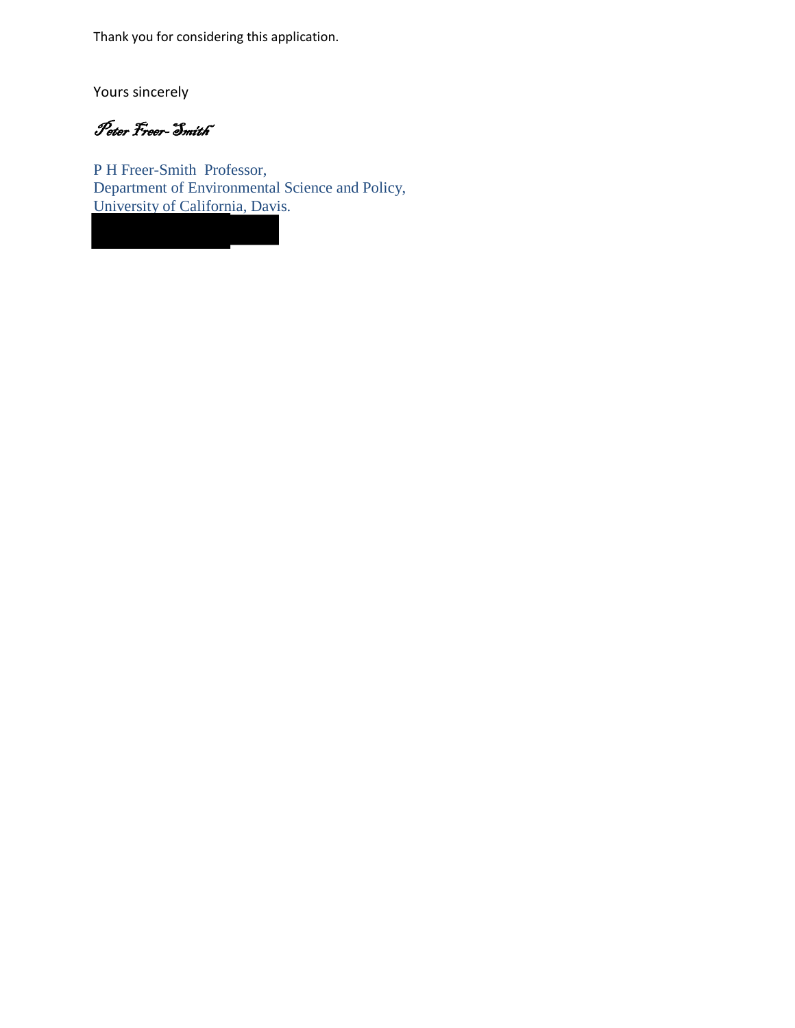Thank you for considering this application.

Yours sincerely

*Peter Freer-Smith*

P H Freer-Smith Professor,
Department of Environmental Science and Policy,
University of California, Davis.